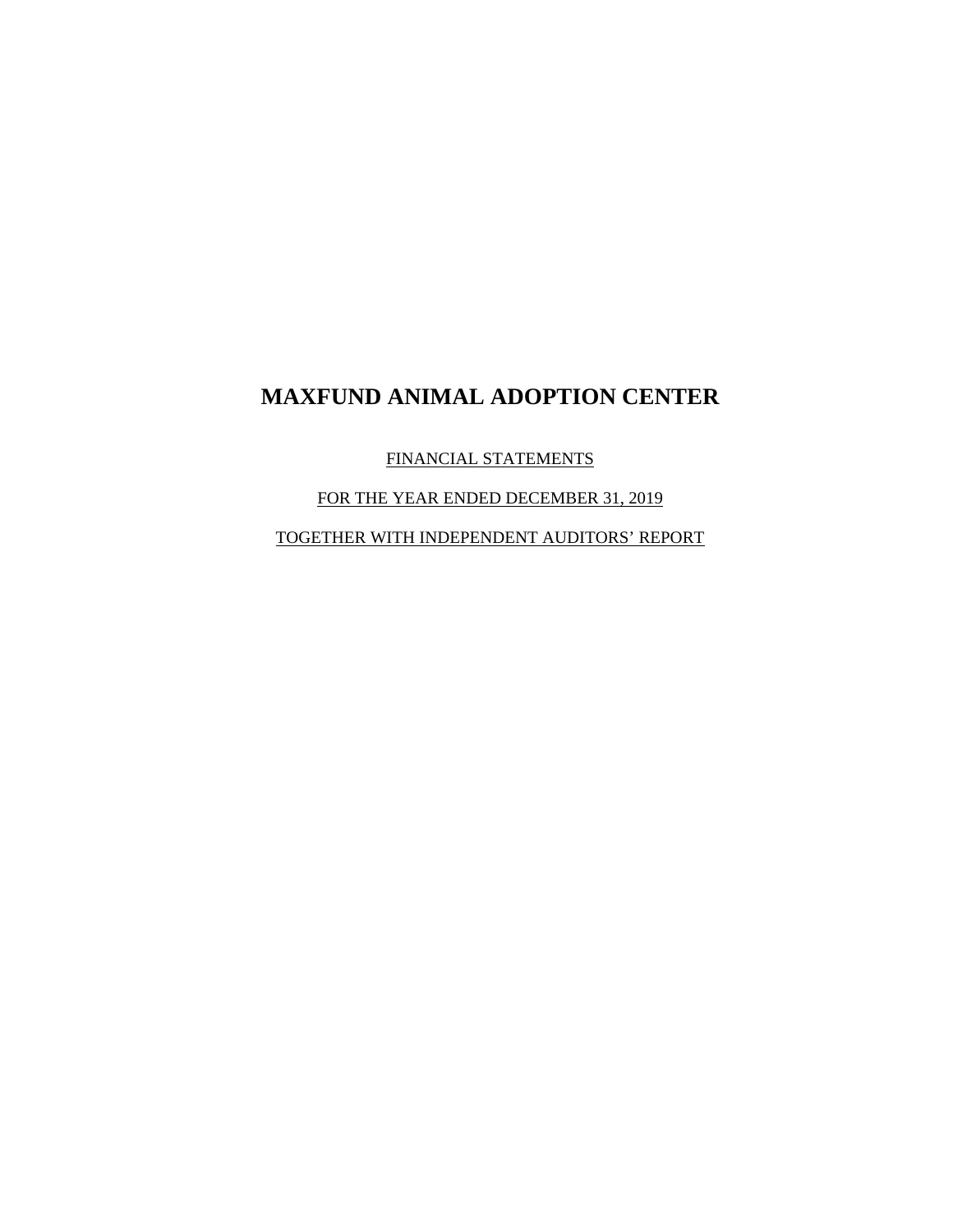# MAXFUND ANIMAL ADOPTION CENTER

FINANCIAL STATEMENTS

FOR THE YEAR ENDED DECEMBER 31, 2019

TOGETHER WITH INDEPENDENT AUDITORS' REPORT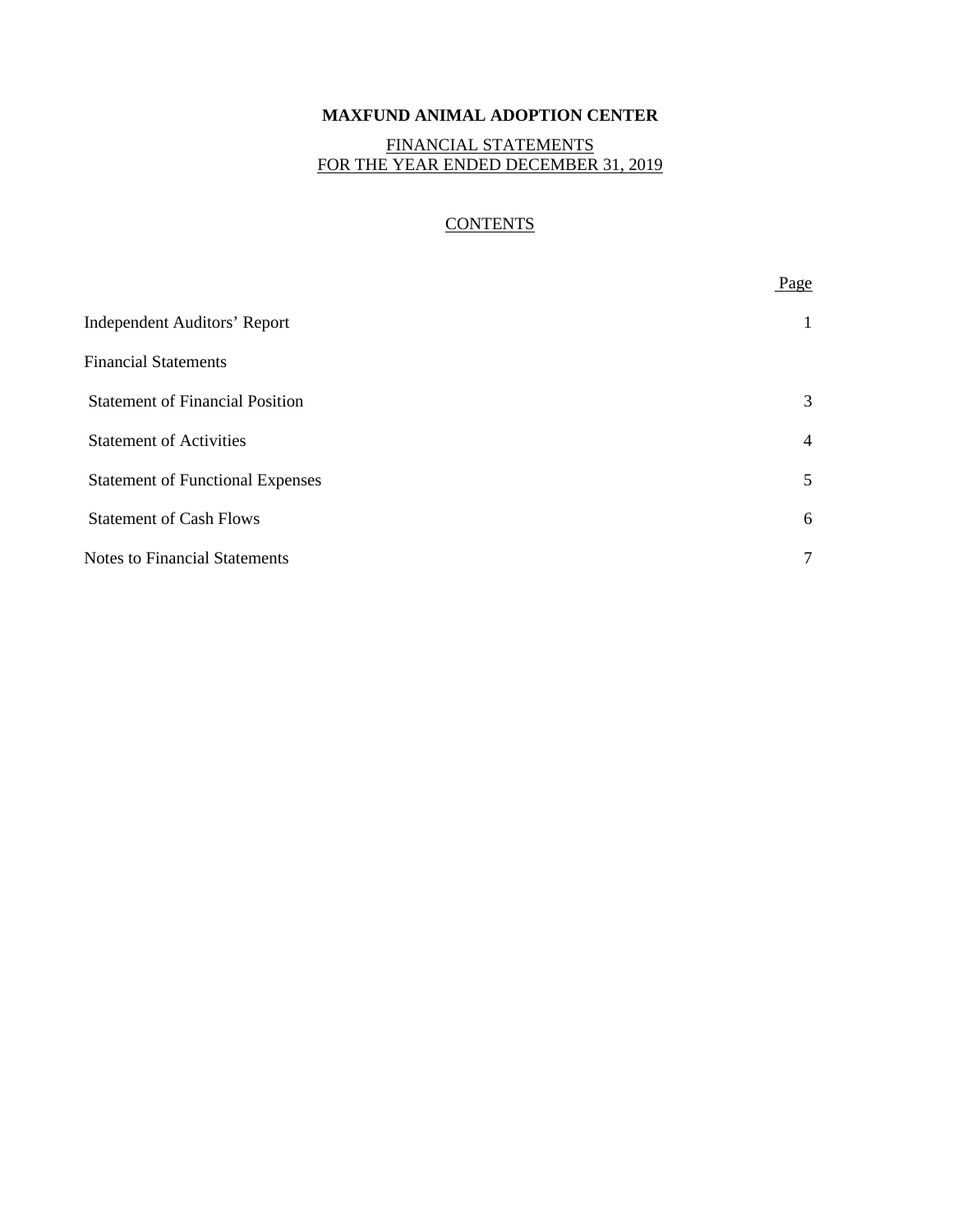# MAXFUND ANIMAL ADOPTION CENTER

FINANCIAL STATEMENTS
FOR THE YEAR ENDED DECEMBER 31, 2019

## CONTENTS

| | Page |
|---|---|
| Independent Auditors' Report | 1 |
| Financial Statements | |
| Statement of Financial Position | 3 |
| Statement of Activities | 4 |
| Statement of Functional Expenses | 5 |
| Statement of Cash Flows | 6 |
| Notes to Financial Statements | 7 |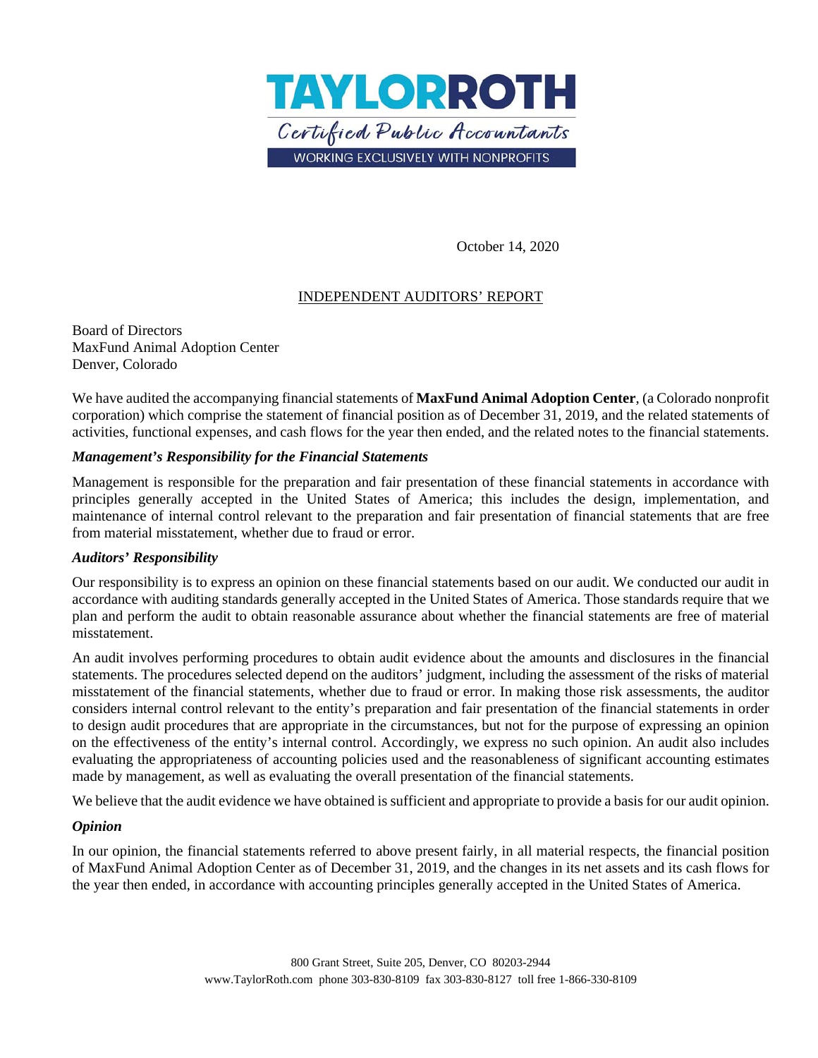TAYLORROTH

Certified Public Accountants

WORKING EXCLUSIVELY WITH NONPROFITS

October 14, 2020

## INDEPENDENT AUDITORS' REPORT

Board of Directors
MaxFund Animal Adoption Center
Denver, Colorado

We have audited the accompanying financial statements of **MaxFund Animal Adoption Center**, (a Colorado nonprofit corporation) which comprise the statement of financial position as of December 31, 2019, and the related statements of activities, functional expenses, and cash flows for the year then ended, and the related notes to the financial statements.

### *Management's Responsibility for the Financial Statements*

Management is responsible for the preparation and fair presentation of these financial statements in accordance with principles generally accepted in the United States of America; this includes the design, implementation, and maintenance of internal control relevant to the preparation and fair presentation of financial statements that are free from material misstatement, whether due to fraud or error.

### *Auditors' Responsibility*

Our responsibility is to express an opinion on these financial statements based on our audit. We conducted our audit in accordance with auditing standards generally accepted in the United States of America. Those standards require that we plan and perform the audit to obtain reasonable assurance about whether the financial statements are free of material misstatement.

An audit involves performing procedures to obtain audit evidence about the amounts and disclosures in the financial statements. The procedures selected depend on the auditors' judgment, including the assessment of the risks of material misstatement of the financial statements, whether due to fraud or error. In making those risk assessments, the auditor considers internal control relevant to the entity's preparation and fair presentation of the financial statements in order to design audit procedures that are appropriate in the circumstances, but not for the purpose of expressing an opinion on the effectiveness of the entity's internal control. Accordingly, we express no such opinion. An audit also includes evaluating the appropriateness of accounting policies used and the reasonableness of significant accounting estimates made by management, as well as evaluating the overall presentation of the financial statements.

We believe that the audit evidence we have obtained is sufficient and appropriate to provide a basis for our audit opinion.

### *Opinion*

In our opinion, the financial statements referred to above present fairly, in all material respects, the financial position of MaxFund Animal Adoption Center as of December 31, 2019, and the changes in its net assets and its cash flows for the year then ended, in accordance with accounting principles generally accepted in the United States of America.

800 Grant Street, Suite 205, Denver, CO 80203-2944
www.TaylorRoth.com phone 303-830-8109 fax 303-830-8127 toll free 1-866-330-8109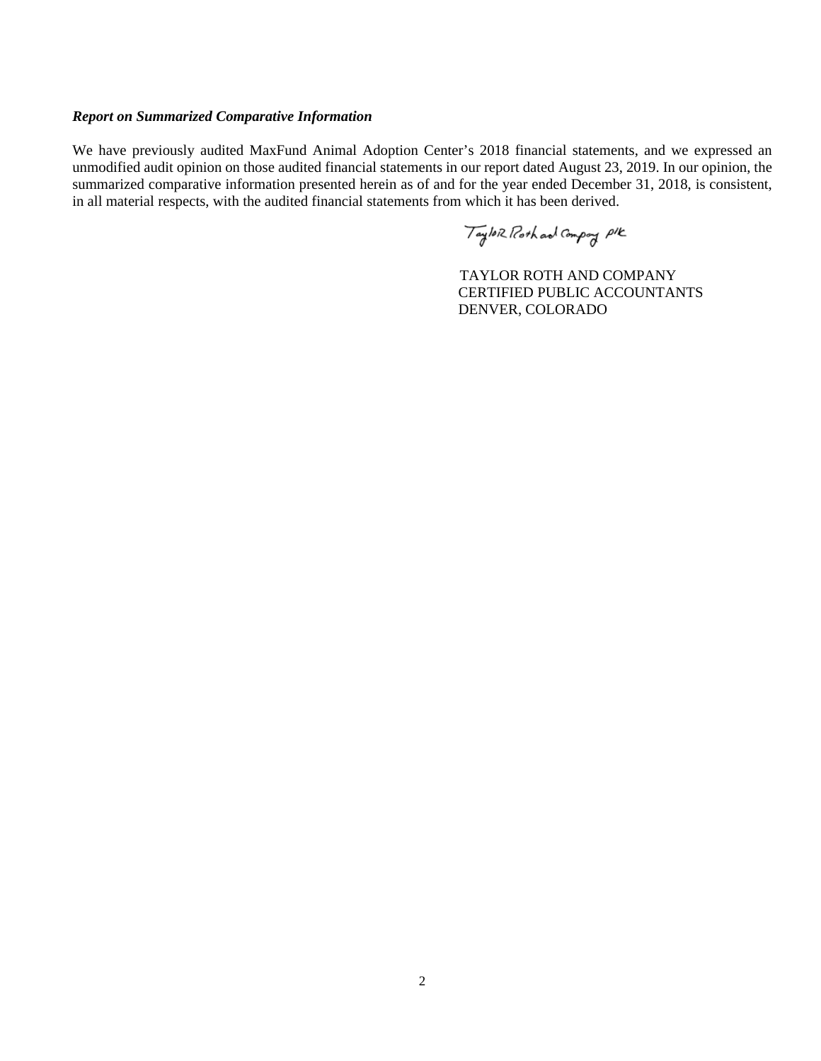***Report on Summarized Comparative Information***

We have previously audited MaxFund Animal Adoption Center's 2018 financial statements, and we expressed an unmodified audit opinion on those audited financial statements in our report dated August 23, 2019. In our opinion, the summarized comparative information presented herein as of and for the year ended December 31, 2018, is consistent, in all material respects, with the audited financial statements from which it has been derived.

Taylor Roth and Company pllc

TAYLOR ROTH AND COMPANY
CERTIFIED PUBLIC ACCOUNTANTS
DENVER, COLORADO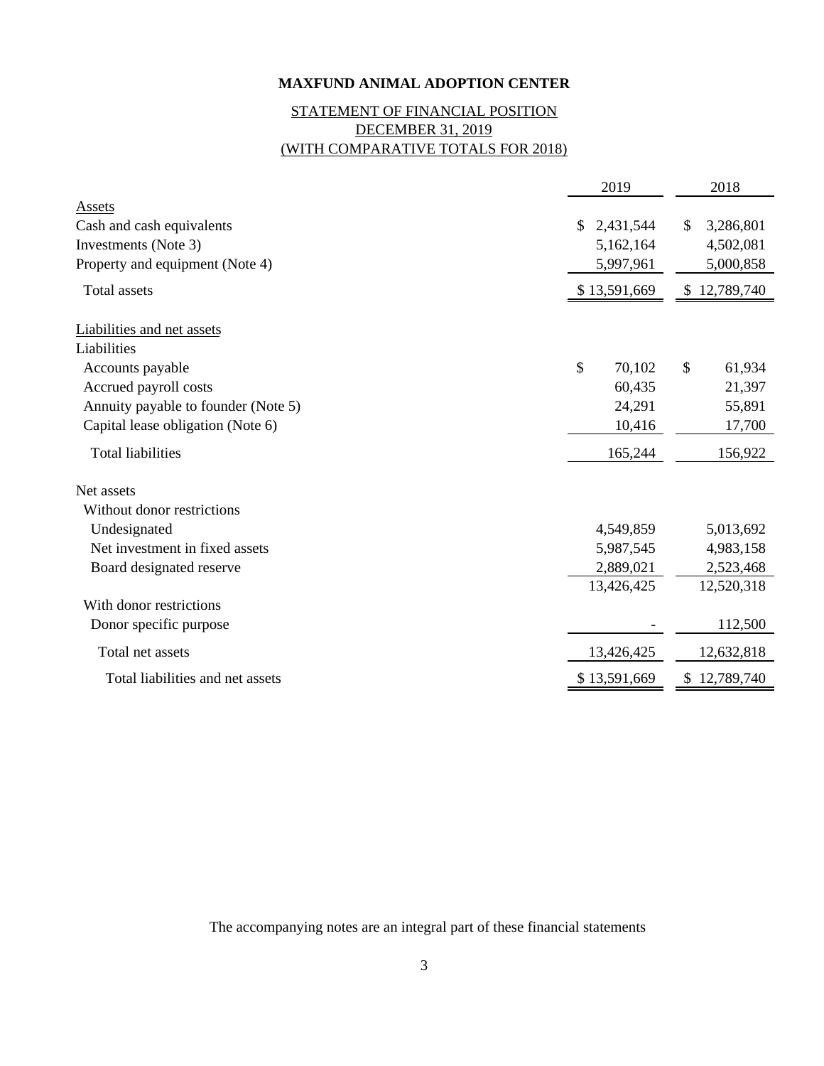# MAXFUND ANIMAL ADOPTION CENTER

## STATEMENT OF FINANCIAL POSITION
## DECEMBER 31, 2019
## (WITH COMPARATIVE TOTALS FOR 2018)

| | 2019 | 2018 |
|---|---|---|
| Assets | | |
| Cash and cash equivalents | $ 2,431,544 | $ 3,286,801 |
| Investments (Note 3) | 5,162,164 | 4,502,081 |
| Property and equipment (Note 4) | 5,997,961 | 5,000,858 |
| Total assets | $ 13,591,669 | $ 12,789,740 |
| Liabilities and net assets | | |
| Liabilities | | |
| Accounts payable | $ 70,102 | $ 61,934 |
| Accrued payroll costs | 60,435 | 21,397 |
| Annuity payable to founder (Note 5) | 24,291 | 55,891 |
| Capital lease obligation (Note 6) | 10,416 | 17,700 |
| Total liabilities | 165,244 | 156,922 |
| Net assets | | |
| Without donor restrictions | | |
| Undesignated | 4,549,859 | 5,013,692 |
| Net investment in fixed assets | 5,987,545 | 4,983,158 |
| Board designated reserve | 2,889,021 | 2,523,468 |
| | 13,426,425 | 12,520,318 |
| With donor restrictions | | |
| Donor specific purpose | - | 112,500 |
| Total net assets | 13,426,425 | 12,632,818 |
| Total liabilities and net assets | $ 13,591,669 | $ 12,789,740 |

The accompanying notes are an integral part of these financial statements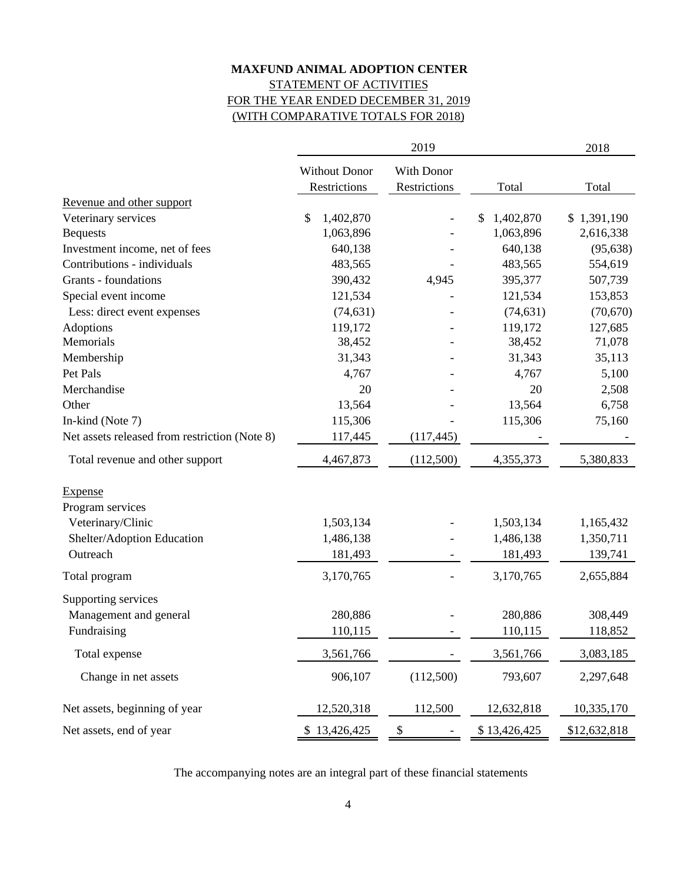# MAXFUND ANIMAL ADOPTION CENTER

## STATEMENT OF ACTIVITIES

## FOR THE YEAR ENDED DECEMBER 31, 2019

## (WITH COMPARATIVE TOTALS FOR 2018)

| | 2019 | | | 2018 |
|---|---|---|---|---|
| | Without Donor Restrictions | With Donor Restrictions | Total | Total |
| **Revenue and other support** | | | | |
| Veterinary services | $ 1,402,870 | - | $ 1,402,870 | $ 1,391,190 |
| Bequests | 1,063,896 | - | 1,063,896 | 2,616,338 |
| Investment income, net of fees | 640,138 | - | 640,138 | (95,638) |
| Contributions - individuals | 483,565 | - | 483,565 | 554,619 |
| Grants - foundations | 390,432 | 4,945 | 395,377 | 507,739 |
| Special event income | 121,534 | - | 121,534 | 153,853 |
| Less: direct event expenses | (74,631) | - | (74,631) | (70,670) |
| Adoptions | 119,172 | - | 119,172 | 127,685 |
| Memorials | 38,452 | - | 38,452 | 71,078 |
| Membership | 31,343 | - | 31,343 | 35,113 |
| Pet Pals | 4,767 | - | 4,767 | 5,100 |
| Merchandise | 20 | - | 20 | 2,508 |
| Other | 13,564 | - | 13,564 | 6,758 |
| In-kind (Note 7) | 115,306 | - | 115,306 | 75,160 |
| Net assets released from restriction (Note 8) | 117,445 | (117,445) | - | - |
| Total revenue and other support | 4,467,873 | (112,500) | 4,355,373 | 5,380,833 |
| **Expense** | | | | |
| Program services | | | | |
| Veterinary/Clinic | 1,503,134 | - | 1,503,134 | 1,165,432 |
| Shelter/Adoption Education | 1,486,138 | - | 1,486,138 | 1,350,711 |
| Outreach | 181,493 | - | 181,493 | 139,741 |
| Total program | 3,170,765 | - | 3,170,765 | 2,655,884 |
| Supporting services | | | | |
| Management and general | 280,886 | - | 280,886 | 308,449 |
| Fundraising | 110,115 | - | 110,115 | 118,852 |
| Total expense | 3,561,766 | - | 3,561,766 | 3,083,185 |
| Change in net assets | 906,107 | (112,500) | 793,607 | 2,297,648 |
| Net assets, beginning of year | 12,520,318 | 112,500 | 12,632,818 | 10,335,170 |
| Net assets, end of year | $ 13,426,425 | $ - | $ 13,426,425 | $12,632,818 |

The accompanying notes are an integral part of these financial statements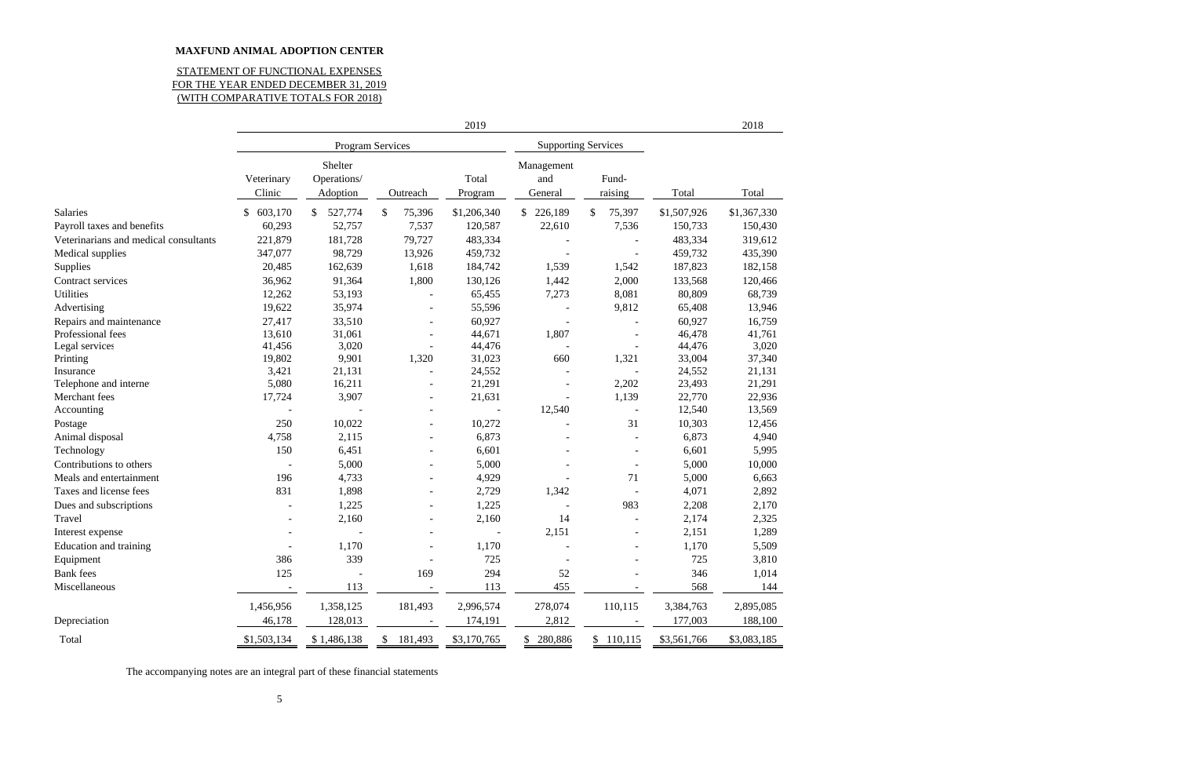**MAXFUND ANIMAL ADOPTION CENTER**

STATEMENT OF FUNCTIONAL EXPENSES
FOR THE YEAR ENDED DECEMBER 31, 2019
(WITH COMPARATIVE TOTALS FOR 2018)

| | 2019 | | | | | | | 2018 |
|---|---|---|---|---|---|---|---|---|
| | Program Services | | | | Supporting Services | | | |
| | Veterinary Clinic | Shelter Operations/ Adoption | Outreach | Total Program | Management and General | Fund-raising | Total | Total |
| Salaries | $ 603,170 | $ 527,774 | $ 75,396 | $1,206,340 | $ 226,189 | $ 75,397 | $1,507,926 | $1,367,330 |
| Payroll taxes and benefits | 60,293 | 52,757 | 7,537 | 120,587 | 22,610 | 7,536 | 150,733 | 150,430 |
| Veterinarians and medical consultants | 221,879 | 181,728 | 79,727 | 483,334 | - | - | 483,334 | 319,612 |
| Medical supplies | 347,077 | 98,729 | 13,926 | 459,732 | - | - | 459,732 | 435,390 |
| Supplies | 20,485 | 162,639 | 1,618 | 184,742 | 1,539 | 1,542 | 187,823 | 182,158 |
| Contract services | 36,962 | 91,364 | 1,800 | 130,126 | 1,442 | 2,000 | 133,568 | 120,466 |
| Utilities | 12,262 | 53,193 | - | 65,455 | 7,273 | 8,081 | 80,809 | 68,739 |
| Advertising | 19,622 | 35,974 | - | 55,596 | - | 9,812 | 65,408 | 13,946 |
| Repairs and maintenance | 27,417 | 33,510 | - | 60,927 | - | - | 60,927 | 16,759 |
| Professional fees | 13,610 | 31,061 | - | 44,671 | 1,807 | - | 46,478 | 41,761 |
| Legal services | 41,456 | 3,020 | - | 44,476 | - | - | 44,476 | 3,020 |
| Printing | 19,802 | 9,901 | 1,320 | 31,023 | 660 | 1,321 | 33,004 | 37,340 |
| Insurance | 3,421 | 21,131 | - | 24,552 | - | - | 24,552 | 21,131 |
| Telephone and interne | 5,080 | 16,211 | - | 21,291 | - | 2,202 | 23,493 | 21,291 |
| Merchant fees | 17,724 | 3,907 | - | 21,631 | - | 1,139 | 22,770 | 22,936 |
| Accounting | - | - | - | - | 12,540 | - | 12,540 | 13,569 |
| Postage | 250 | 10,022 | - | 10,272 | - | 31 | 10,303 | 12,456 |
| Animal disposal | 4,758 | 2,115 | - | 6,873 | - | - | 6,873 | 4,940 |
| Technology | 150 | 6,451 | - | 6,601 | - | - | 6,601 | 5,995 |
| Contributions to others | - | 5,000 | - | 5,000 | - | - | 5,000 | 10,000 |
| Meals and entertainment | 196 | 4,733 | - | 4,929 | - | 71 | 5,000 | 6,663 |
| Taxes and license fees | 831 | 1,898 | - | 2,729 | 1,342 | - | 4,071 | 2,892 |
| Dues and subscriptions | - | 1,225 | - | 1,225 | - | 983 | 2,208 | 2,170 |
| Travel | - | 2,160 | - | 2,160 | 14 | - | 2,174 | 2,325 |
| Interest expense | - | - | - | - | 2,151 | - | 2,151 | 1,289 |
| Education and training | - | 1,170 | - | 1,170 | - | - | 1,170 | 5,509 |
| Equipment | 386 | 339 | - | 725 | - | - | 725 | 3,810 |
| Bank fees | 125 | - | 169 | 294 | 52 | - | 346 | 1,014 |
| Miscellaneous | - | 113 | - | 113 | 455 | - | 568 | 144 |
| | 1,456,956 | 1,358,125 | 181,493 | 2,996,574 | 278,074 | 110,115 | 3,384,763 | 2,895,085 |
| Depreciation | 46,178 | 128,013 | - | 174,191 | 2,812 | - | 177,003 | 188,100 |
| Total | $1,503,134 | $ 1,486,138 | $ 181,493 | $3,170,765 | $ 280,886 | $ 110,115 | $3,561,766 | $3,083,185 |

The accompanying notes are an integral part of these financial statements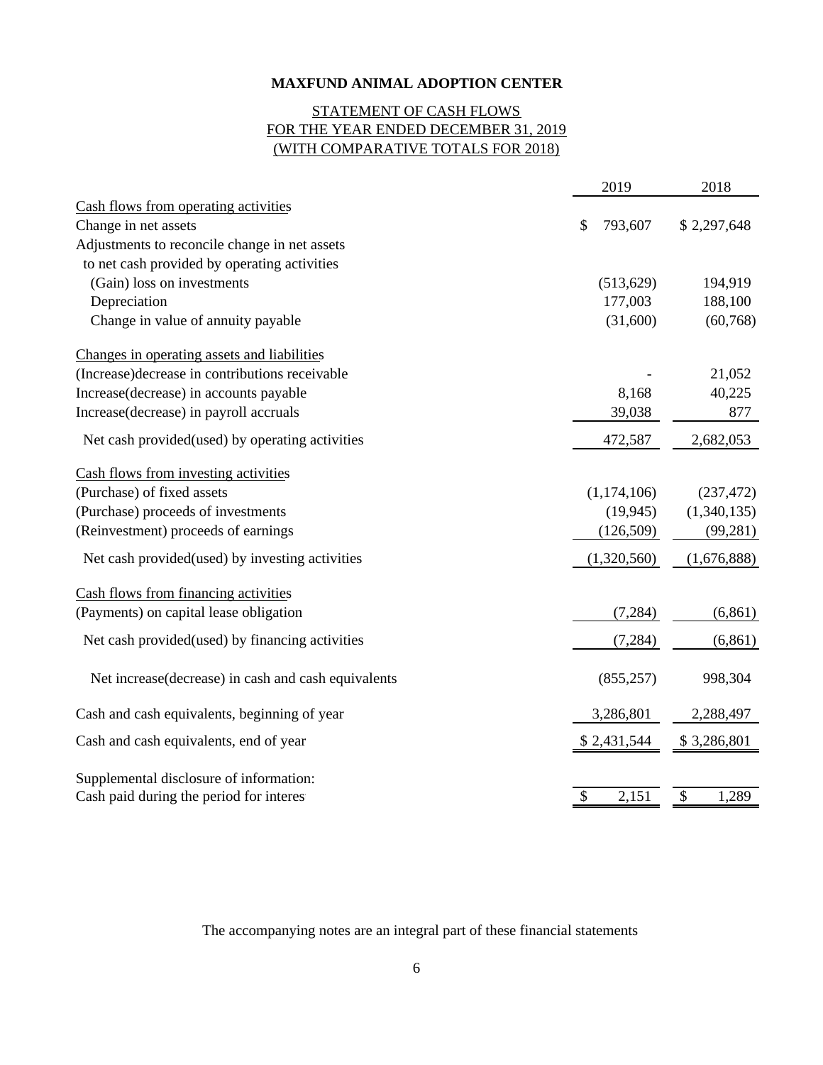**MAXFUND ANIMAL ADOPTION CENTER**

STATEMENT OF CASH FLOWS
FOR THE YEAR ENDED DECEMBER 31, 2019
(WITH COMPARATIVE TOTALS FOR 2018)

| | 2019 | 2018 |
|---|---|---|
| Cash flows from operating activities | | |
| Change in net assets | $ 793,607 | $ 2,297,648 |
| Adjustments to reconcile change in net assets to net cash provided by operating activities | | |
| (Gain) loss on investments | (513,629) | 194,919 |
| Depreciation | 177,003 | 188,100 |
| Change in value of annuity payable | (31,600) | (60,768) |
| Changes in operating assets and liabilities | | |
| (Increase)decrease in contributions receivable | - | 21,052 |
| Increase(decrease) in accounts payable | 8,168 | 40,225 |
| Increase(decrease) in payroll accruals | 39,038 | 877 |
| Net cash provided(used) by operating activities | 472,587 | 2,682,053 |
| Cash flows from investing activities | | |
| (Purchase) of fixed assets | (1,174,106) | (237,472) |
| (Purchase) proceeds of investments | (19,945) | (1,340,135) |
| (Reinvestment) proceeds of earnings | (126,509) | (99,281) |
| Net cash provided(used) by investing activities | (1,320,560) | (1,676,888) |
| Cash flows from financing activities | | |
| (Payments) on capital lease obligation | (7,284) | (6,861) |
| Net cash provided(used) by financing activities | (7,284) | (6,861) |
| Net increase(decrease) in cash and cash equivalents | (855,257) | 998,304 |
| Cash and cash equivalents, beginning of year | 3,286,801 | 2,288,497 |
| Cash and cash equivalents, end of year | $ 2,431,544 | $ 3,286,801 |
| Supplemental disclosure of information: | | |
| Cash paid during the period for interes | $ 2,151 | $ 1,289 |

The accompanying notes are an integral part of these financial statements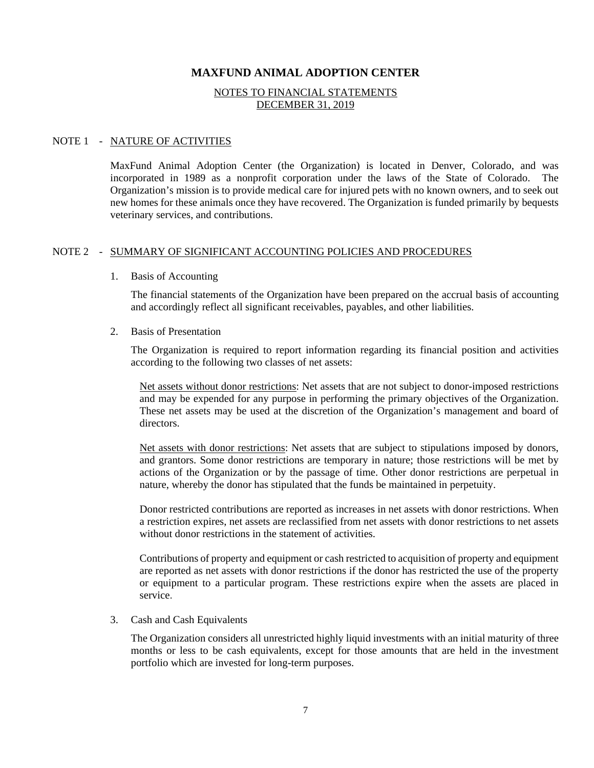# MAXFUND ANIMAL ADOPTION CENTER

## NOTES TO FINANCIAL STATEMENTS
## DECEMBER 31, 2019

### NOTE 1 - NATURE OF ACTIVITIES

MaxFund Animal Adoption Center (the Organization) is located in Denver, Colorado, and was incorporated in 1989 as a nonprofit corporation under the laws of the State of Colorado. The Organization's mission is to provide medical care for injured pets with no known owners, and to seek out new homes for these animals once they have recovered. The Organization is funded primarily by bequests veterinary services, and contributions.

### NOTE 2 - SUMMARY OF SIGNIFICANT ACCOUNTING POLICIES AND PROCEDURES

1. Basis of Accounting

   The financial statements of the Organization have been prepared on the accrual basis of accounting and accordingly reflect all significant receivables, payables, and other liabilities.

2. Basis of Presentation

   The Organization is required to report information regarding its financial position and activities according to the following two classes of net assets:

   Net assets without donor restrictions: Net assets that are not subject to donor-imposed restrictions and may be expended for any purpose in performing the primary objectives of the Organization. These net assets may be used at the discretion of the Organization's management and board of directors.

   Net assets with donor restrictions: Net assets that are subject to stipulations imposed by donors, and grantors. Some donor restrictions are temporary in nature; those restrictions will be met by actions of the Organization or by the passage of time. Other donor restrictions are perpetual in nature, whereby the donor has stipulated that the funds be maintained in perpetuity.

   Donor restricted contributions are reported as increases in net assets with donor restrictions. When a restriction expires, net assets are reclassified from net assets with donor restrictions to net assets without donor restrictions in the statement of activities.

   Contributions of property and equipment or cash restricted to acquisition of property and equipment are reported as net assets with donor restrictions if the donor has restricted the use of the property or equipment to a particular program. These restrictions expire when the assets are placed in service.

3. Cash and Cash Equivalents

   The Organization considers all unrestricted highly liquid investments with an initial maturity of three months or less to be cash equivalents, except for those amounts that are held in the investment portfolio which are invested for long-term purposes.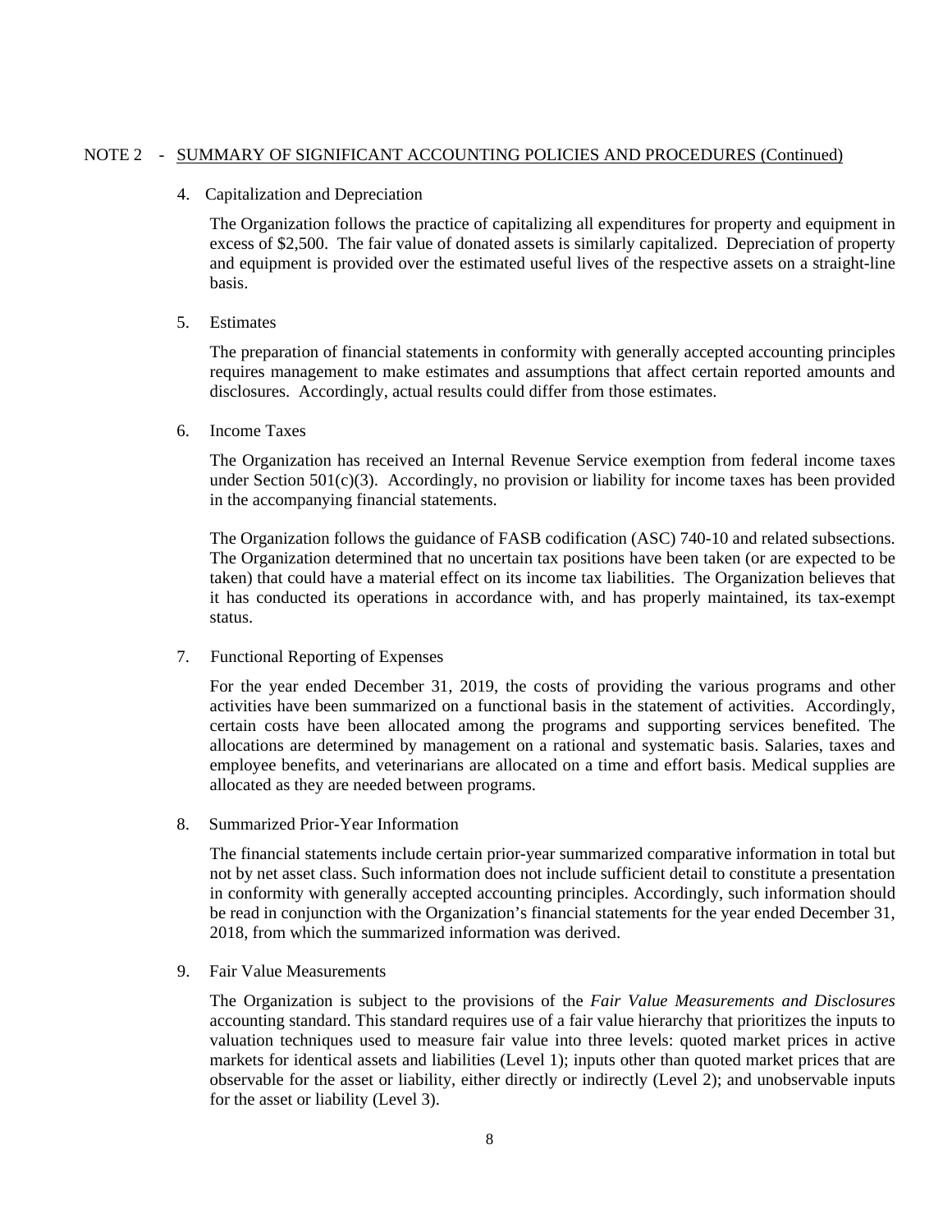## NOTE 2 - SUMMARY OF SIGNIFICANT ACCOUNTING POLICIES AND PROCEDURES (Continued)

### 4. Capitalization and Depreciation

The Organization follows the practice of capitalizing all expenditures for property and equipment in excess of $2,500. The fair value of donated assets is similarly capitalized. Depreciation of property and equipment is provided over the estimated useful lives of the respective assets on a straight-line basis.

### 5. Estimates

The preparation of financial statements in conformity with generally accepted accounting principles requires management to make estimates and assumptions that affect certain reported amounts and disclosures. Accordingly, actual results could differ from those estimates.

### 6. Income Taxes

The Organization has received an Internal Revenue Service exemption from federal income taxes under Section 501(c)(3). Accordingly, no provision or liability for income taxes has been provided in the accompanying financial statements.

The Organization follows the guidance of FASB codification (ASC) 740-10 and related subsections. The Organization determined that no uncertain tax positions have been taken (or are expected to be taken) that could have a material effect on its income tax liabilities. The Organization believes that it has conducted its operations in accordance with, and has properly maintained, its tax-exempt status.

### 7. Functional Reporting of Expenses

For the year ended December 31, 2019, the costs of providing the various programs and other activities have been summarized on a functional basis in the statement of activities. Accordingly, certain costs have been allocated among the programs and supporting services benefited. The allocations are determined by management on a rational and systematic basis. Salaries, taxes and employee benefits, and veterinarians are allocated on a time and effort basis. Medical supplies are allocated as they are needed between programs.

### 8. Summarized Prior-Year Information

The financial statements include certain prior-year summarized comparative information in total but not by net asset class. Such information does not include sufficient detail to constitute a presentation in conformity with generally accepted accounting principles. Accordingly, such information should be read in conjunction with the Organization's financial statements for the year ended December 31, 2018, from which the summarized information was derived.

### 9. Fair Value Measurements

The Organization is subject to the provisions of the *Fair Value Measurements and Disclosures* accounting standard. This standard requires use of a fair value hierarchy that prioritizes the inputs to valuation techniques used to measure fair value into three levels: quoted market prices in active markets for identical assets and liabilities (Level 1); inputs other than quoted market prices that are observable for the asset or liability, either directly or indirectly (Level 2); and unobservable inputs for the asset or liability (Level 3).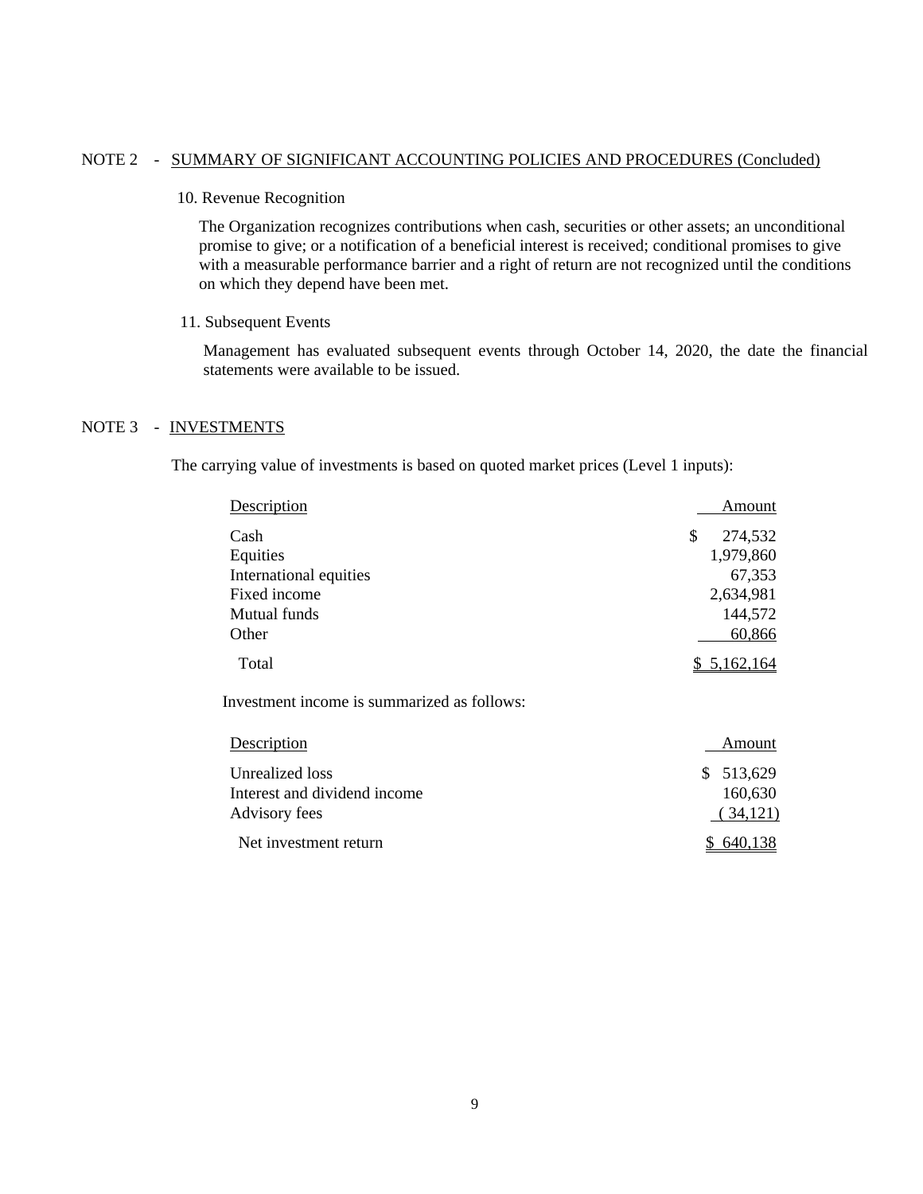## NOTE 2 - SUMMARY OF SIGNIFICANT ACCOUNTING POLICIES AND PROCEDURES (Concluded)

10. Revenue Recognition

The Organization recognizes contributions when cash, securities or other assets; an unconditional promise to give; or a notification of a beneficial interest is received; conditional promises to give with a measurable performance barrier and a right of return are not recognized until the conditions on which they depend have been met.

11. Subsequent Events

Management has evaluated subsequent events through October 14, 2020, the date the financial statements were available to be issued.

## NOTE 3 - INVESTMENTS

The carrying value of investments is based on quoted market prices (Level 1 inputs):

| Description | Amount |
|---|---|
| Cash | $ 274,532 |
| Equities | 1,979,860 |
| International equities | 67,353 |
| Fixed income | 2,634,981 |
| Mutual funds | 144,572 |
| Other | 60,866 |
| Total | $ 5,162,164 |

Investment income is summarized as follows:

| Description | Amount |
|---|---|
| Unrealized loss | $ 513,629 |
| Interest and dividend income | 160,630 |
| Advisory fees | ( 34,121) |
| Net investment return | $ 640,138 |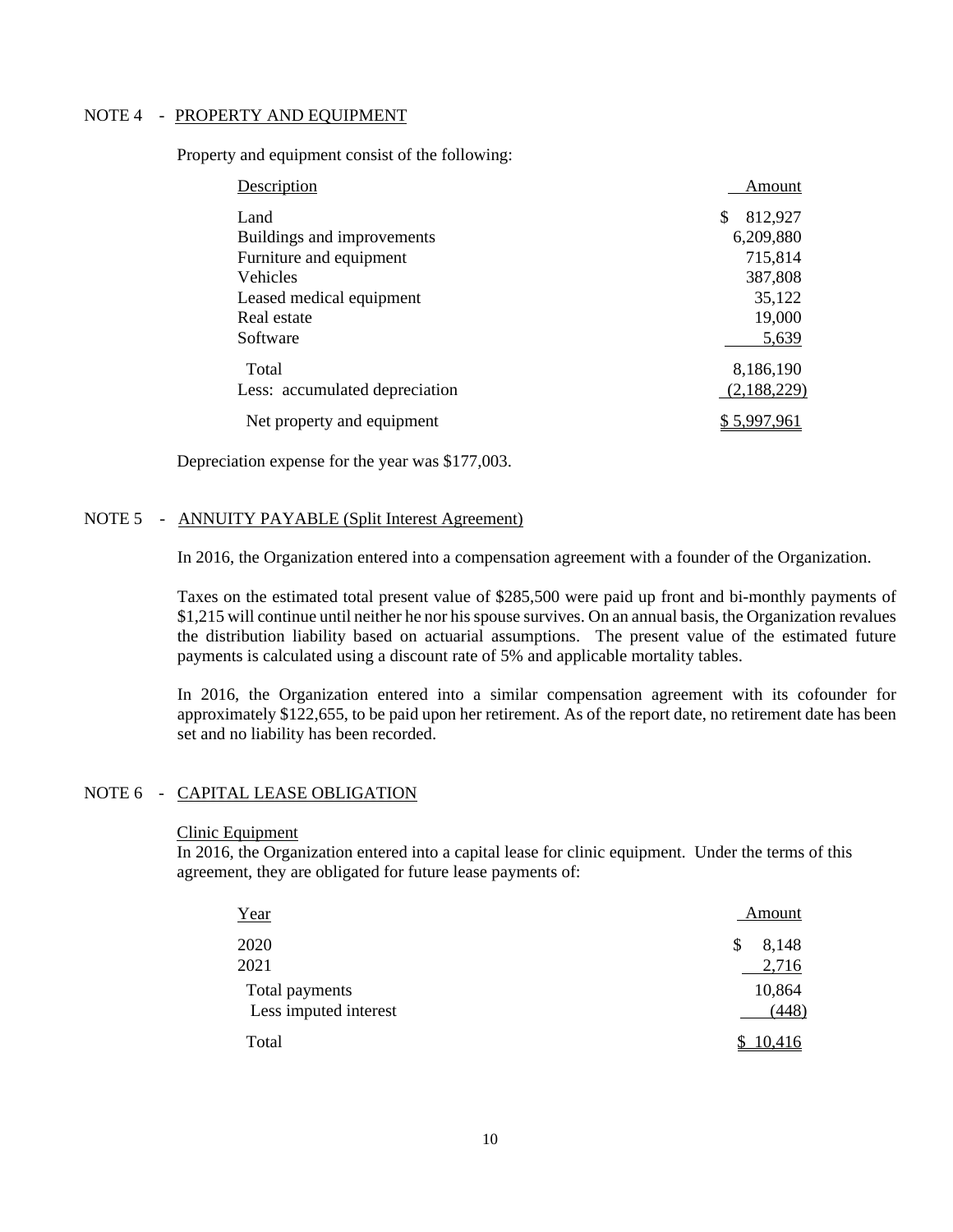## NOTE 4 - PROPERTY AND EQUIPMENT

Property and equipment consist of the following:

| Description | Amount |
|---|---|
| Land | $ 812,927 |
| Buildings and improvements | 6,209,880 |
| Furniture and equipment | 715,814 |
| Vehicles | 387,808 |
| Leased medical equipment | 35,122 |
| Real estate | 19,000 |
| Software | 5,639 |
| Total | 8,186,190 |
| Less: accumulated depreciation | (2,188,229) |
| Net property and equipment | $ 5,997,961 |

Depreciation expense for the year was $177,003.

## NOTE 5 - ANNUITY PAYABLE (Split Interest Agreement)

In 2016, the Organization entered into a compensation agreement with a founder of the Organization.

Taxes on the estimated total present value of $285,500 were paid up front and bi-monthly payments of $1,215 will continue until neither he nor his spouse survives. On an annual basis, the Organization revalues the distribution liability based on actuarial assumptions. The present value of the estimated future payments is calculated using a discount rate of 5% and applicable mortality tables.

In 2016, the Organization entered into a similar compensation agreement with its cofounder for approximately $122,655, to be paid upon her retirement. As of the report date, no retirement date has been set and no liability has been recorded.

## NOTE 6 - CAPITAL LEASE OBLIGATION

Clinic Equipment

In 2016, the Organization entered into a capital lease for clinic equipment. Under the terms of this agreement, they are obligated for future lease payments of:

| Year | Amount |
|---|---|
| 2020 | $ 8,148 |
| 2021 | 2,716 |
| Total payments | 10,864 |
| Less imputed interest | (448) |
| Total | $ 10,416 |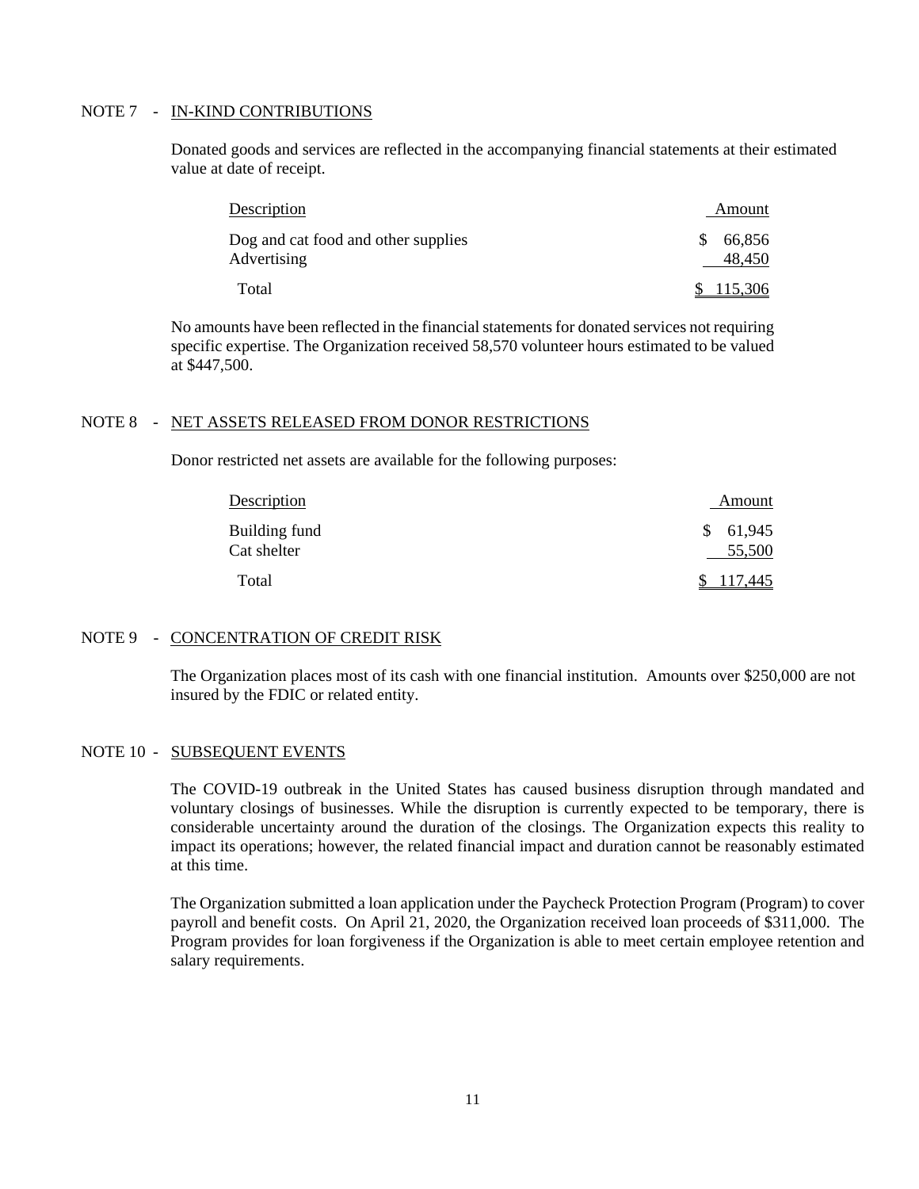## NOTE 7 - IN-KIND CONTRIBUTIONS

Donated goods and services are reflected in the accompanying financial statements at their estimated value at date of receipt.

| Description | Amount |
| --- | --- |
| Dog and cat food and other supplies | $ 66,856 |
| Advertising | 48,450 |
| Total | $ 115,306 |

No amounts have been reflected in the financial statements for donated services not requiring specific expertise. The Organization received 58,570 volunteer hours estimated to be valued at $447,500.

## NOTE 8 - NET ASSETS RELEASED FROM DONOR RESTRICTIONS

Donor restricted net assets are available for the following purposes:

| Description | Amount |
| --- | --- |
| Building fund | $ 61,945 |
| Cat shelter | 55,500 |
| Total | $ 117,445 |

## NOTE 9 - CONCENTRATION OF CREDIT RISK

The Organization places most of its cash with one financial institution. Amounts over $250,000 are not insured by the FDIC or related entity.

## NOTE 10 - SUBSEQUENT EVENTS

The COVID-19 outbreak in the United States has caused business disruption through mandated and voluntary closings of businesses. While the disruption is currently expected to be temporary, there is considerable uncertainty around the duration of the closings. The Organization expects this reality to impact its operations; however, the related financial impact and duration cannot be reasonably estimated at this time.

The Organization submitted a loan application under the Paycheck Protection Program (Program) to cover payroll and benefit costs. On April 21, 2020, the Organization received loan proceeds of $311,000. The Program provides for loan forgiveness if the Organization is able to meet certain employee retention and salary requirements.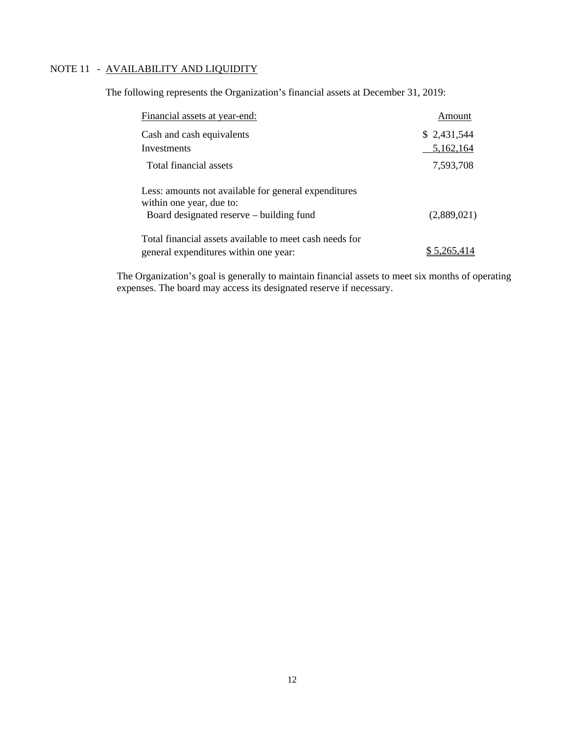NOTE 11 - AVAILABILITY AND LIQUIDITY

The following represents the Organization's financial assets at December 31, 2019:

| Financial assets at year-end: | Amount |
| --- | --- |
| Cash and cash equivalents | $ 2,431,544 |
| Investments | 5,162,164 |
| Total financial assets | 7,593,708 |
| Less: amounts not available for general expenditures within one year, due to: | |
| Board designated reserve – building fund | (2,889,021) |
| Total financial assets available to meet cash needs for general expenditures within one year: | $ 5,265,414 |

The Organization's goal is generally to maintain financial assets to meet six months of operating expenses. The board may access its designated reserve if necessary.